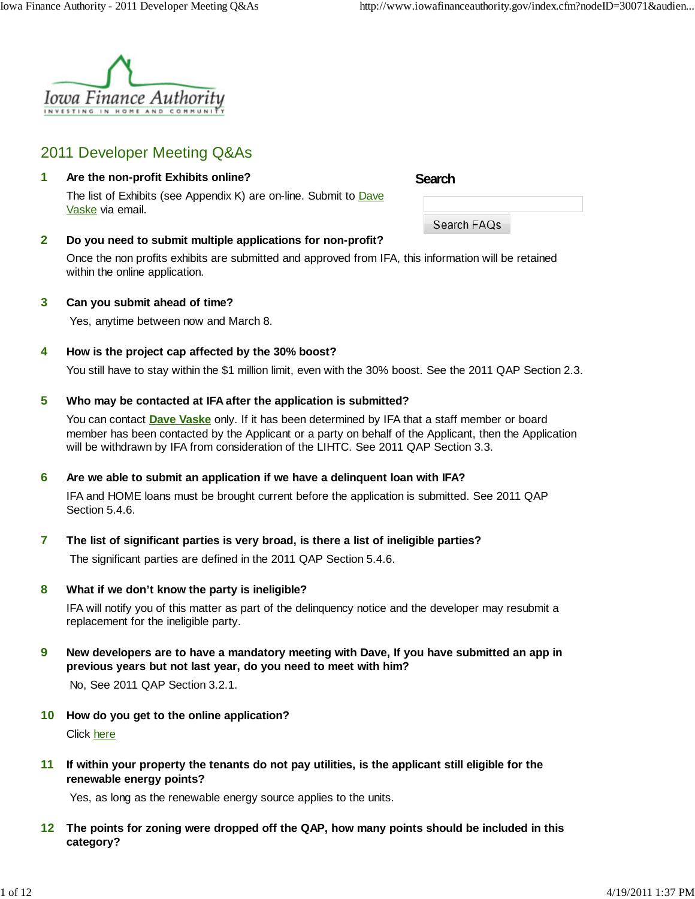Iowa Finance Authority

INVESTING IN HOME AND COMMUNITY

# 2011 Developer Meeting Q&As

**Search**

Search FAQs

1. **Are the non-profit Exhibits online?**

   The list of Exhibits (see Appendix K) are on-line. Submit to Dave Vaske via email.

2. **Do you need to submit multiple applications for non-profit?**

   Once the non profits exhibits are submitted and approved from IFA, this information will be retained within the online application.

3. **Can you submit ahead of time?**

   Yes, anytime between now and March 8.

4. **How is the project cap affected by the 30% boost?**

   You still have to stay within the $1 million limit, even with the 30% boost. See the 2011 QAP Section 2.3.

5. **Who may be contacted at IFA after the application is submitted?**

   You can contact **Dave Vaske** only. If it has been determined by IFA that a staff member or board member has been contacted by the Applicant or a party on behalf of the Applicant, then the Application will be withdrawn by IFA from consideration of the LIHTC. See 2011 QAP Section 3.3.

6. **Are we able to submit an application if we have a delinquent loan with IFA?**

   IFA and HOME loans must be brought current before the application is submitted. See 2011 QAP Section 5.4.6.

7. **The list of significant parties is very broad, is there a list of ineligible parties?**

   The significant parties are defined in the 2011 QAP Section 5.4.6.

8. **What if we don't know the party is ineligible?**

   IFA will notify you of this matter as part of the delinquency notice and the developer may resubmit a replacement for the ineligible party.

9. **New developers are to have a mandatory meeting with Dave, If you have submitted an app in previous years but not last year, do you need to meet with him?**

   No, See 2011 QAP Section 3.2.1.

10. **How do you get to the online application?**

    Click here

11. **If within your property the tenants do not pay utilities, is the applicant still eligible for the renewable energy points?**

    Yes, as long as the renewable energy source applies to the units.

12. **The points for zoning were dropped off the QAP, how many points should be included in this category?**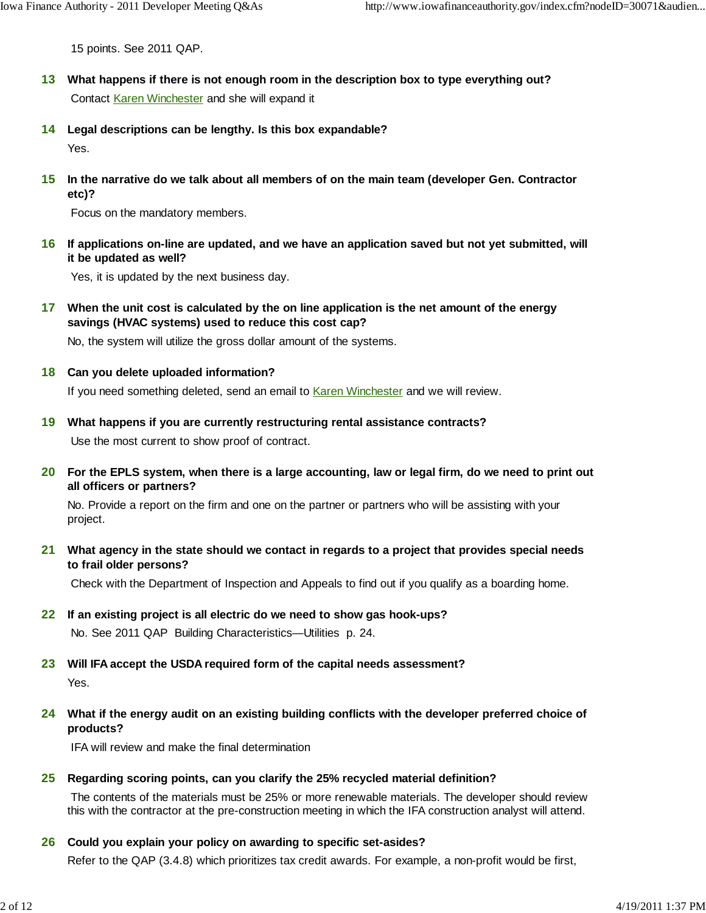15 points. See 2011 QAP.

13 **What happens if there is not enough room in the description box to type everything out?**

Contact Karen Winchester and she will expand it

14 **Legal descriptions can be lengthy. Is this box expandable?**

Yes.

15 **In the narrative do we talk about all members of on the main team (developer Gen. Contractor etc)?**

Focus on the mandatory members.

16 **If applications on-line are updated, and we have an application saved but not yet submitted, will it be updated as well?**

Yes, it is updated by the next business day.

17 **When the unit cost is calculated by the on line application is the net amount of the energy savings (HVAC systems) used to reduce this cost cap?**

No, the system will utilize the gross dollar amount of the systems.

18 **Can you delete uploaded information?**

If you need something deleted, send an email to Karen Winchester and we will review.

19 **What happens if you are currently restructuring rental assistance contracts?**

Use the most current to show proof of contract.

20 **For the EPLS system, when there is a large accounting, law or legal firm, do we need to print out all officers or partners?**

No. Provide a report on the firm and one on the partner or partners who will be assisting with your project.

21 **What agency in the state should we contact in regards to a project that provides special needs to frail older persons?**

Check with the Department of Inspection and Appeals to find out if you qualify as a boarding home.

22 **If an existing project is all electric do we need to show gas hook-ups?**

No. See 2011 QAP Building Characteristics—Utilities p. 24.

23 **Will IFA accept the USDA required form of the capital needs assessment?**

Yes.

24 **What if the energy audit on an existing building conflicts with the developer preferred choice of products?**

IFA will review and make the final determination

25 **Regarding scoring points, can you clarify the 25% recycled material definition?**

The contents of the materials must be 25% or more renewable materials. The developer should review this with the contractor at the pre-construction meeting in which the IFA construction analyst will attend.

26 **Could you explain your policy on awarding to specific set-asides?**

Refer to the QAP (3.4.8) which prioritizes tax credit awards. For example, a non-profit would be first,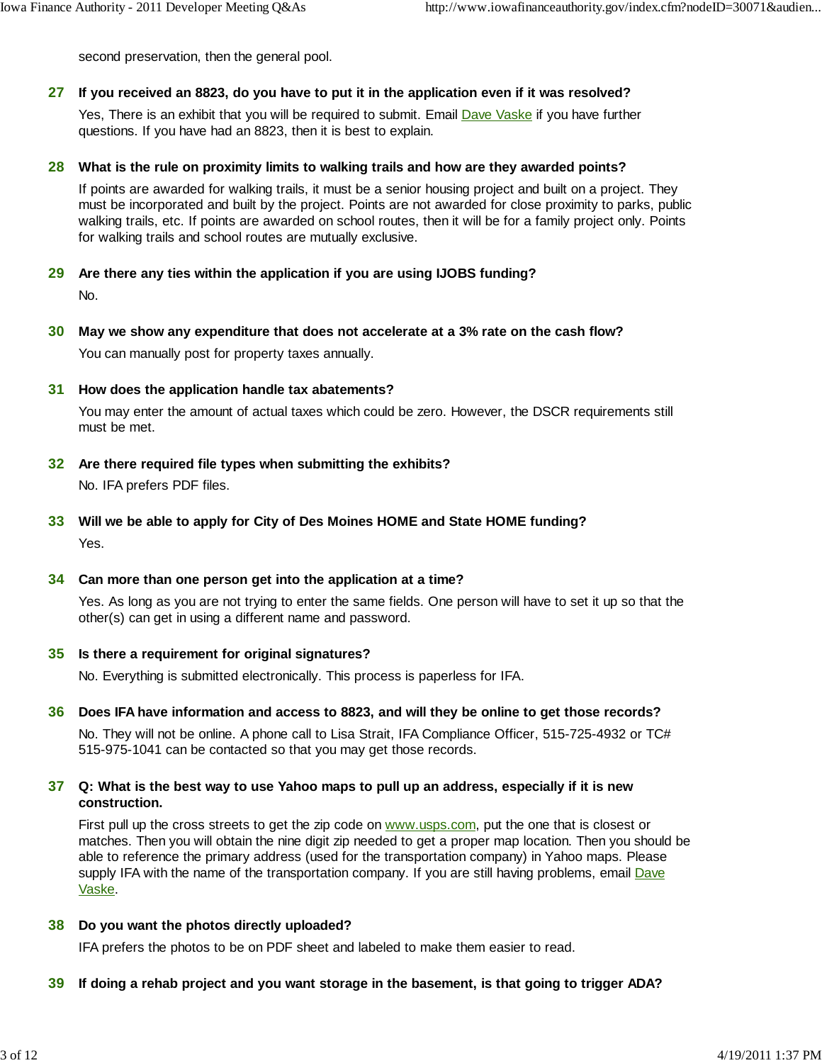second preservation, then the general pool.

**27 If you received an 8823, do you have to put it in the application even if it was resolved?**

Yes, There is an exhibit that you will be required to submit. Email Dave Vaske if you have further questions. If you have had an 8823, then it is best to explain.

**28 What is the rule on proximity limits to walking trails and how are they awarded points?**

If points are awarded for walking trails, it must be a senior housing project and built on a project. They must be incorporated and built by the project. Points are not awarded for close proximity to parks, public walking trails, etc. If points are awarded on school routes, then it will be for a family project only. Points for walking trails and school routes are mutually exclusive.

**29 Are there any ties within the application if you are using IJOBS funding?**

No.

**30 May we show any expenditure that does not accelerate at a 3% rate on the cash flow?**

You can manually post for property taxes annually.

**31 How does the application handle tax abatements?**

You may enter the amount of actual taxes which could be zero. However, the DSCR requirements still must be met.

**32 Are there required file types when submitting the exhibits?**

No. IFA prefers PDF files.

**33 Will we be able to apply for City of Des Moines HOME and State HOME funding?**

Yes.

**34 Can more than one person get into the application at a time?**

Yes. As long as you are not trying to enter the same fields. One person will have to set it up so that the other(s) can get in using a different name and password.

**35 Is there a requirement for original signatures?**

No. Everything is submitted electronically. This process is paperless for IFA.

**36 Does IFA have information and access to 8823, and will they be online to get those records?**

No. They will not be online. A phone call to Lisa Strait, IFA Compliance Officer, 515-725-4932 or TC# 515-975-1041 can be contacted so that you may get those records.

**37 Q: What is the best way to use Yahoo maps to pull up an address, especially if it is new construction.**

First pull up the cross streets to get the zip code on www.usps.com, put the one that is closest or matches. Then you will obtain the nine digit zip needed to get a proper map location. Then you should be able to reference the primary address (used for the transportation company) in Yahoo maps. Please supply IFA with the name of the transportation company. If you are still having problems, email Dave Vaske.

**38 Do you want the photos directly uploaded?**

IFA prefers the photos to be on PDF sheet and labeled to make them easier to read.

**39 If doing a rehab project and you want storage in the basement, is that going to trigger ADA?**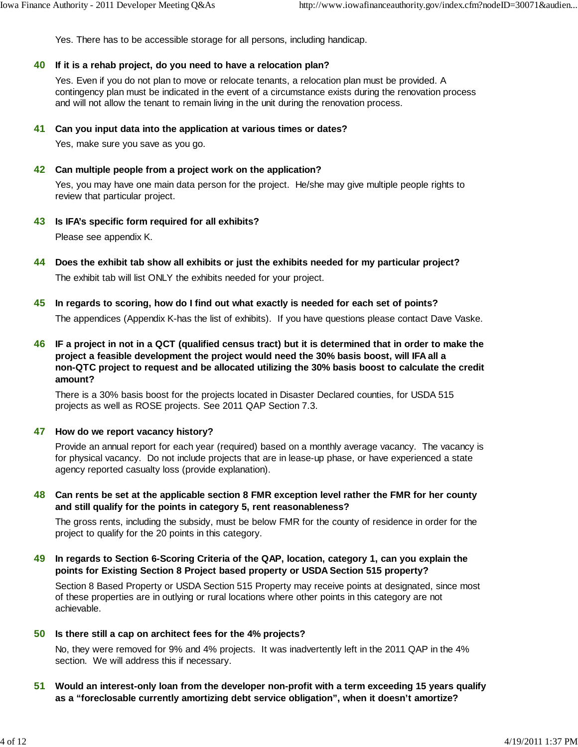Yes. There has to be accessible storage for all persons, including handicap.

**40 If it is a rehab project, do you need to have a relocation plan?**

Yes. Even if you do not plan to move or relocate tenants, a relocation plan must be provided. A contingency plan must be indicated in the event of a circumstance exists during the renovation process and will not allow the tenant to remain living in the unit during the renovation process.

**41 Can you input data into the application at various times or dates?**

Yes, make sure you save as you go.

**42 Can multiple people from a project work on the application?**

Yes, you may have one main data person for the project. He/she may give multiple people rights to review that particular project.

**43 Is IFA's specific form required for all exhibits?**

Please see appendix K.

**44 Does the exhibit tab show all exhibits or just the exhibits needed for my particular project?**

The exhibit tab will list ONLY the exhibits needed for your project.

**45 In regards to scoring, how do I find out what exactly is needed for each set of points?**

The appendices (Appendix K-has the list of exhibits). If you have questions please contact Dave Vaske.

**46 IF a project in not in a QCT (qualified census tract) but it is determined that in order to make the project a feasible development the project would need the 30% basis boost, will IFA all a non-QTC project to request and be allocated utilizing the 30% basis boost to calculate the credit amount?**

There is a 30% basis boost for the projects located in Disaster Declared counties, for USDA 515 projects as well as ROSE projects. See 2011 QAP Section 7.3.

**47 How do we report vacancy history?**

Provide an annual report for each year (required) based on a monthly average vacancy. The vacancy is for physical vacancy. Do not include projects that are in lease-up phase, or have experienced a state agency reported casualty loss (provide explanation).

**48 Can rents be set at the applicable section 8 FMR exception level rather the FMR for her county and still qualify for the points in category 5, rent reasonableness?**

The gross rents, including the subsidy, must be below FMR for the county of residence in order for the project to qualify for the 20 points in this category.

**49 In regards to Section 6-Scoring Criteria of the QAP, location, category 1, can you explain the points for Existing Section 8 Project based property or USDA Section 515 property?**

Section 8 Based Property or USDA Section 515 Property may receive points at designated, since most of these properties are in outlying or rural locations where other points in this category are not achievable.

**50 Is there still a cap on architect fees for the 4% projects?**

No, they were removed for 9% and 4% projects. It was inadvertently left in the 2011 QAP in the 4% section. We will address this if necessary.

**51 Would an interest-only loan from the developer non-profit with a term exceeding 15 years qualify as a "foreclosable currently amortizing debt service obligation", when it doesn't amortize?**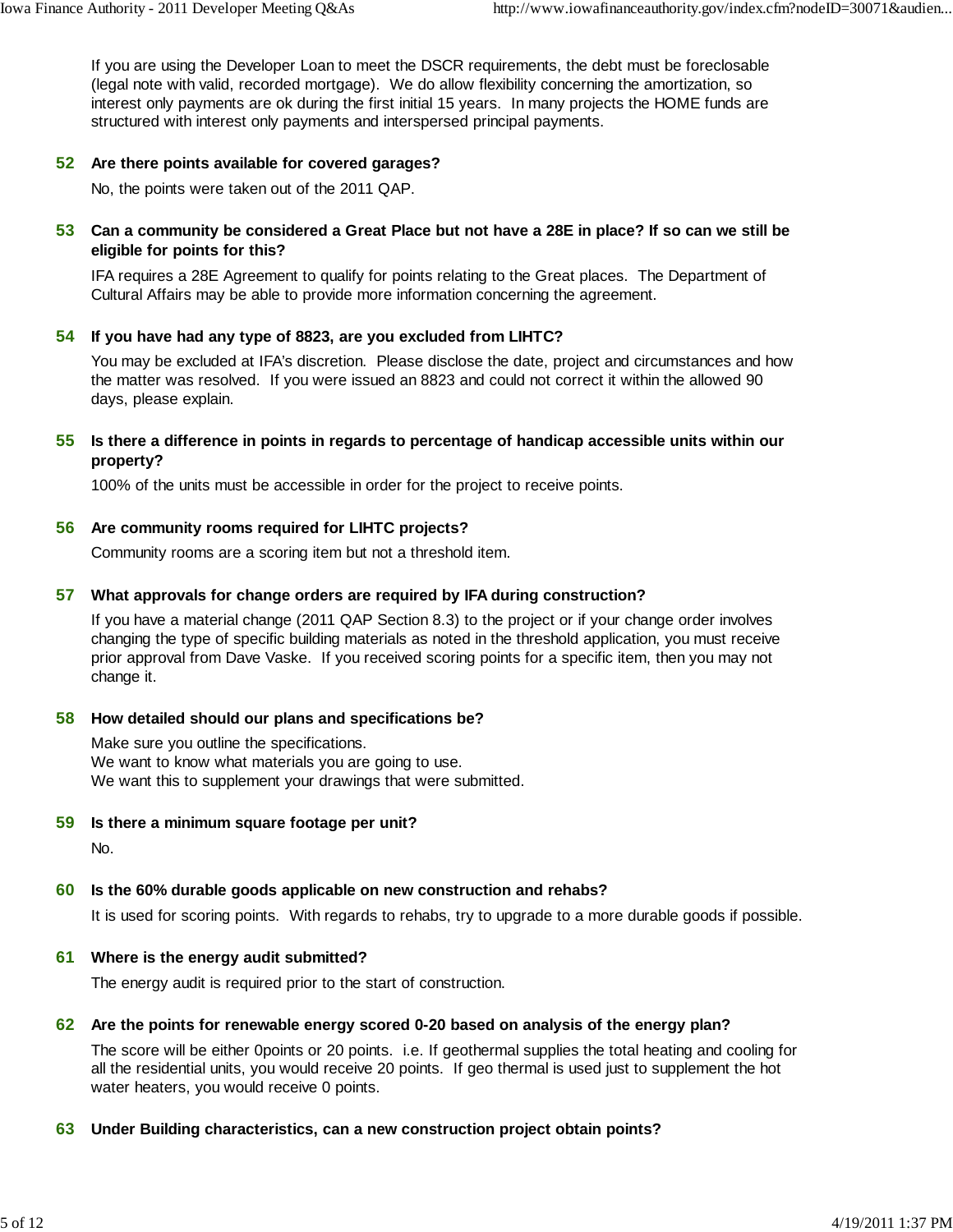If you are using the Developer Loan to meet the DSCR requirements, the debt must be foreclosable (legal note with valid, recorded mortgage). We do allow flexibility concerning the amortization, so interest only payments are ok during the first initial 15 years. In many projects the HOME funds are structured with interest only payments and interspersed principal payments.

**52 Are there points available for covered garages?**

No, the points were taken out of the 2011 QAP.

**53 Can a community be considered a Great Place but not have a 28E in place? If so can we still be eligible for points for this?**

IFA requires a 28E Agreement to qualify for points relating to the Great places. The Department of Cultural Affairs may be able to provide more information concerning the agreement.

**54 If you have had any type of 8823, are you excluded from LIHTC?**

You may be excluded at IFA's discretion. Please disclose the date, project and circumstances and how the matter was resolved. If you were issued an 8823 and could not correct it within the allowed 90 days, please explain.

**55 Is there a difference in points in regards to percentage of handicap accessible units within our property?**

100% of the units must be accessible in order for the project to receive points.

**56 Are community rooms required for LIHTC projects?**

Community rooms are a scoring item but not a threshold item.

**57 What approvals for change orders are required by IFA during construction?**

If you have a material change (2011 QAP Section 8.3) to the project or if your change order involves changing the type of specific building materials as noted in the threshold application, you must receive prior approval from Dave Vaske. If you received scoring points for a specific item, then you may not change it.

**58 How detailed should our plans and specifications be?**

Make sure you outline the specifications.
We want to know what materials you are going to use.
We want this to supplement your drawings that were submitted.

**59 Is there a minimum square footage per unit?**

No.

**60 Is the 60% durable goods applicable on new construction and rehabs?**

It is used for scoring points. With regards to rehabs, try to upgrade to a more durable goods if possible.

**61 Where is the energy audit submitted?**

The energy audit is required prior to the start of construction.

**62 Are the points for renewable energy scored 0-20 based on analysis of the energy plan?**

The score will be either 0points or 20 points. i.e. If geothermal supplies the total heating and cooling for all the residential units, you would receive 20 points. If geo thermal is used just to supplement the hot water heaters, you would receive 0 points.

**63 Under Building characteristics, can a new construction project obtain points?**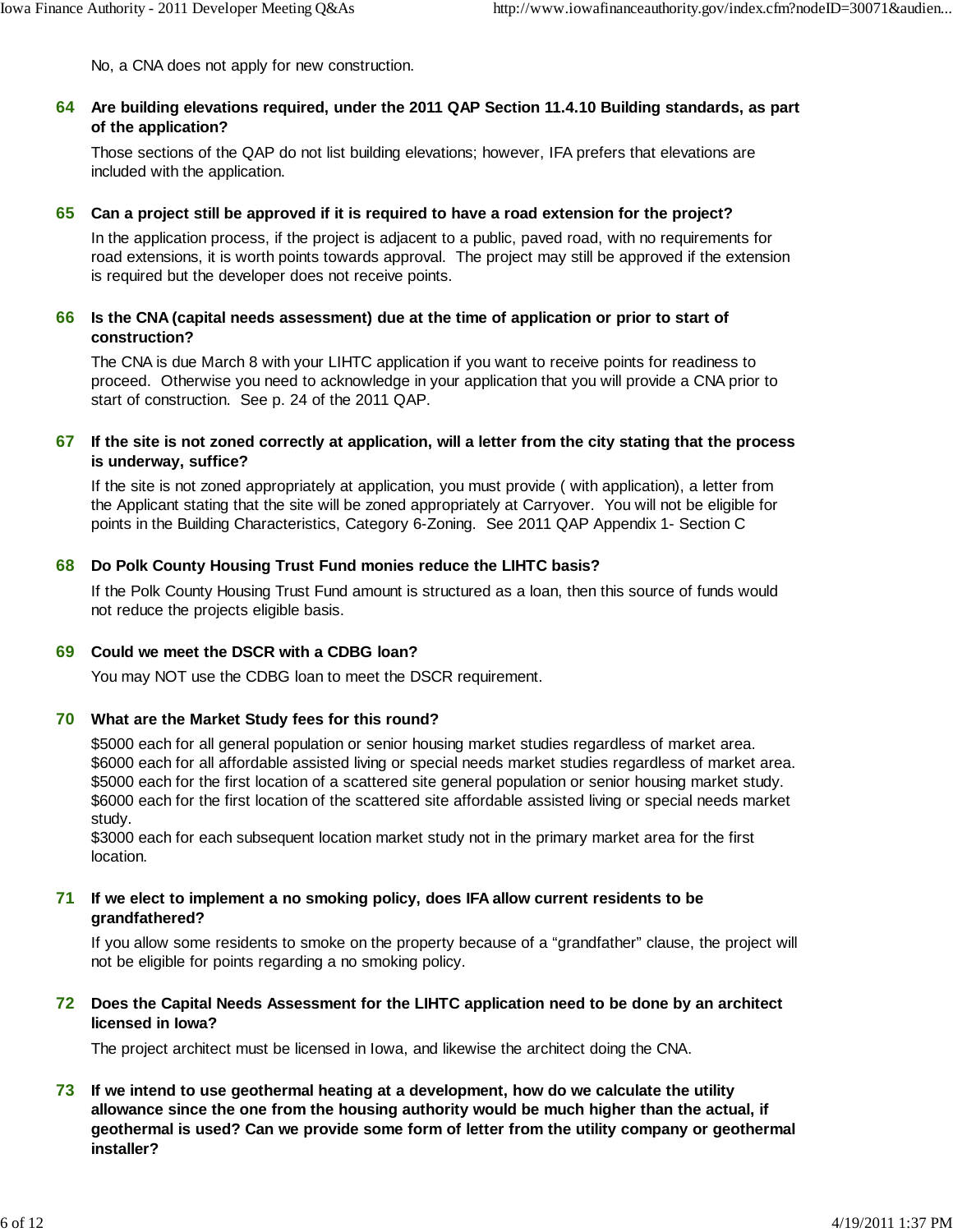No, a CNA does not apply for new construction.

**64 Are building elevations required, under the 2011 QAP Section 11.4.10 Building standards, as part of the application?**

Those sections of the QAP do not list building elevations; however, IFA prefers that elevations are included with the application.

**65 Can a project still be approved if it is required to have a road extension for the project?**

In the application process, if the project is adjacent to a public, paved road, with no requirements for road extensions, it is worth points towards approval. The project may still be approved if the extension is required but the developer does not receive points.

**66 Is the CNA (capital needs assessment) due at the time of application or prior to start of construction?**

The CNA is due March 8 with your LIHTC application if you want to receive points for readiness to proceed. Otherwise you need to acknowledge in your application that you will provide a CNA prior to start of construction. See p. 24 of the 2011 QAP.

**67 If the site is not zoned correctly at application, will a letter from the city stating that the process is underway, suffice?**

If the site is not zoned appropriately at application, you must provide ( with application), a letter from the Applicant stating that the site will be zoned appropriately at Carryover. You will not be eligible for points in the Building Characteristics, Category 6-Zoning. See 2011 QAP Appendix 1- Section C

**68 Do Polk County Housing Trust Fund monies reduce the LIHTC basis?**

If the Polk County Housing Trust Fund amount is structured as a loan, then this source of funds would not reduce the projects eligible basis.

**69 Could we meet the DSCR with a CDBG loan?**

You may NOT use the CDBG loan to meet the DSCR requirement.

**70 What are the Market Study fees for this round?**

$5000 each for all general population or senior housing market studies regardless of market area.
$6000 each for all affordable assisted living or special needs market studies regardless of market area.
$5000 each for the first location of a scattered site general population or senior housing market study.
$6000 each for the first location of the scattered site affordable assisted living or special needs market study.
$3000 each for each subsequent location market study not in the primary market area for the first location.

**71 If we elect to implement a no smoking policy, does IFA allow current residents to be grandfathered?**

If you allow some residents to smoke on the property because of a "grandfather" clause, the project will not be eligible for points regarding a no smoking policy.

**72 Does the Capital Needs Assessment for the LIHTC application need to be done by an architect licensed in Iowa?**

The project architect must be licensed in Iowa, and likewise the architect doing the CNA.

**73 If we intend to use geothermal heating at a development, how do we calculate the utility allowance since the one from the housing authority would be much higher than the actual, if geothermal is used? Can we provide some form of letter from the utility company or geothermal installer?**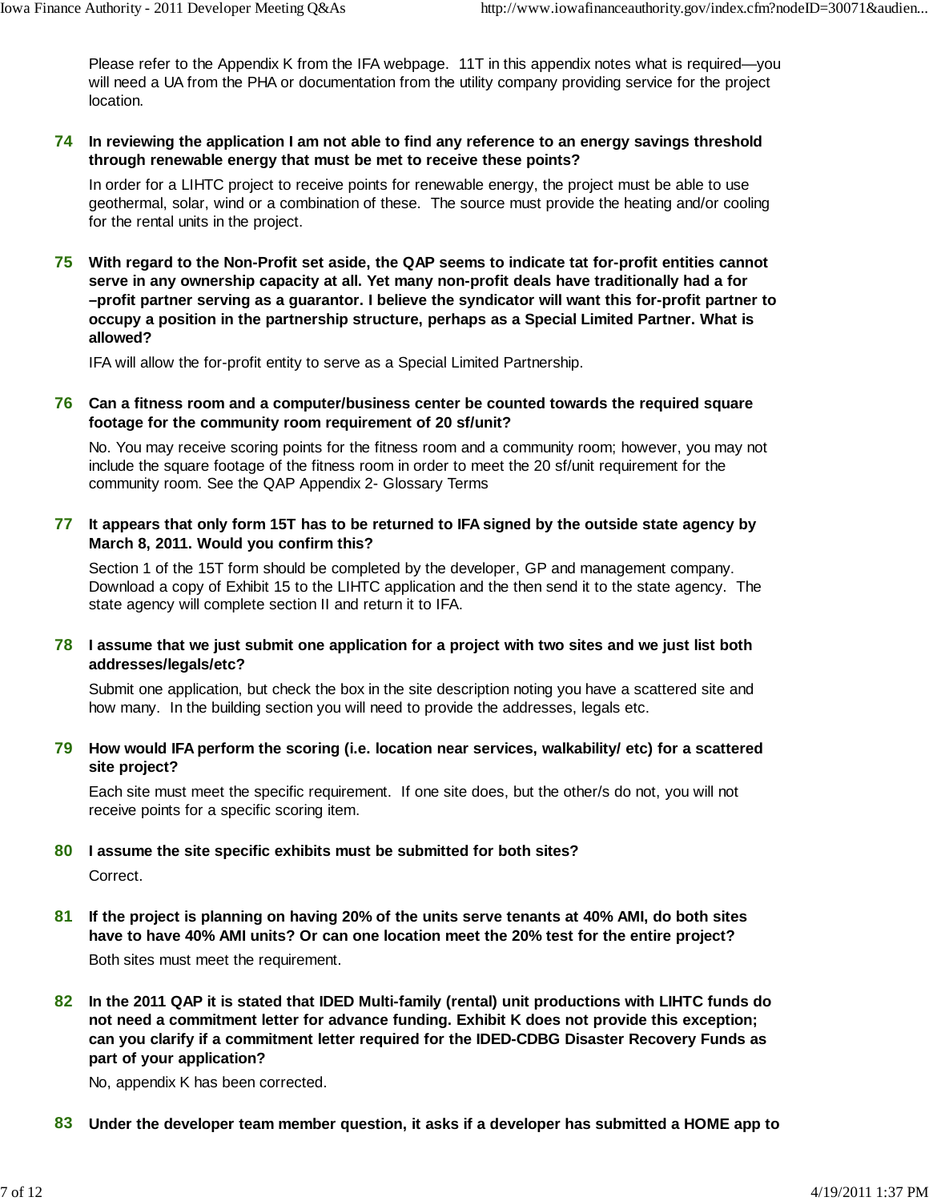Please refer to the Appendix K from the IFA webpage. 11T in this appendix notes what is required—you will need a UA from the PHA or documentation from the utility company providing service for the project location.

**74 In reviewing the application I am not able to find any reference to an energy savings threshold through renewable energy that must be met to receive these points?**

In order for a LIHTC project to receive points for renewable energy, the project must be able to use geothermal, solar, wind or a combination of these. The source must provide the heating and/or cooling for the rental units in the project.

**75 With regard to the Non-Profit set aside, the QAP seems to indicate tat for-profit entities cannot serve in any ownership capacity at all. Yet many non-profit deals have traditionally had a for –profit partner serving as a guarantor. I believe the syndicator will want this for-profit partner to occupy a position in the partnership structure, perhaps as a Special Limited Partner. What is allowed?**

IFA will allow the for-profit entity to serve as a Special Limited Partnership.

**76 Can a fitness room and a computer/business center be counted towards the required square footage for the community room requirement of 20 sf/unit?**

No. You may receive scoring points for the fitness room and a community room; however, you may not include the square footage of the fitness room in order to meet the 20 sf/unit requirement for the community room. See the QAP Appendix 2- Glossary Terms

**77 It appears that only form 15T has to be returned to IFA signed by the outside state agency by March 8, 2011. Would you confirm this?**

Section 1 of the 15T form should be completed by the developer, GP and management company. Download a copy of Exhibit 15 to the LIHTC application and the then send it to the state agency. The state agency will complete section II and return it to IFA.

**78 I assume that we just submit one application for a project with two sites and we just list both addresses/legals/etc?**

Submit one application, but check the box in the site description noting you have a scattered site and how many. In the building section you will need to provide the addresses, legals etc.

**79 How would IFA perform the scoring (i.e. location near services, walkability/ etc) for a scattered site project?**

Each site must meet the specific requirement. If one site does, but the other/s do not, you will not receive points for a specific scoring item.

**80 I assume the site specific exhibits must be submitted for both sites?**

Correct.

**81 If the project is planning on having 20% of the units serve tenants at 40% AMI, do both sites have to have 40% AMI units? Or can one location meet the 20% test for the entire project?**

Both sites must meet the requirement.

**82 In the 2011 QAP it is stated that IDED Multi-family (rental) unit productions with LIHTC funds do not need a commitment letter for advance funding. Exhibit K does not provide this exception; can you clarify if a commitment letter required for the IDED-CDBG Disaster Recovery Funds as part of your application?**

No, appendix K has been corrected.

**83 Under the developer team member question, it asks if a developer has submitted a HOME app to**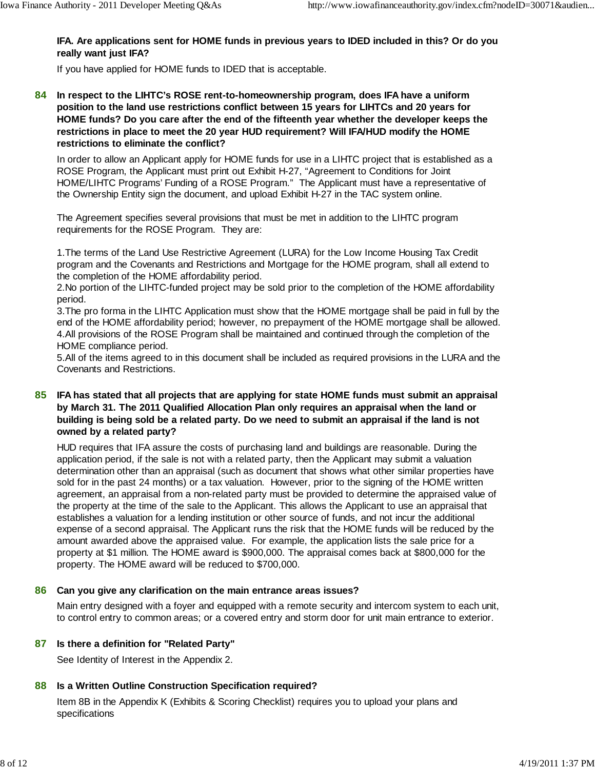**IFA. Are applications sent for HOME funds in previous years to IDED included in this? Or do you really want just IFA?**

If you have applied for HOME funds to IDED that is acceptable.

**84 In respect to the LIHTC's ROSE rent-to-homeownership program, does IFA have a uniform position to the land use restrictions conflict between 15 years for LIHTCs and 20 years for HOME funds? Do you care after the end of the fifteenth year whether the developer keeps the restrictions in place to meet the 20 year HUD requirement? Will IFA/HUD modify the HOME restrictions to eliminate the conflict?**

In order to allow an Applicant apply for HOME funds for use in a LIHTC project that is established as a ROSE Program, the Applicant must print out Exhibit H-27, "Agreement to Conditions for Joint HOME/LIHTC Programs' Funding of a ROSE Program." The Applicant must have a representative of the Ownership Entity sign the document, and upload Exhibit H-27 in the TAC system online.

The Agreement specifies several provisions that must be met in addition to the LIHTC program requirements for the ROSE Program. They are:

1. The terms of the Land Use Restrictive Agreement (LURA) for the Low Income Housing Tax Credit program and the Covenants and Restrictions and Mortgage for the HOME program, shall all extend to the completion of the HOME affordability period.
2. No portion of the LIHTC-funded project may be sold prior to the completion of the HOME affordability period.
3. The pro forma in the LIHTC Application must show that the HOME mortgage shall be paid in full by the end of the HOME affordability period; however, no prepayment of the HOME mortgage shall be allowed.
4. All provisions of the ROSE Program shall be maintained and continued through the completion of the HOME compliance period.
5. All of the items agreed to in this document shall be included as required provisions in the LURA and the Covenants and Restrictions.

**85 IFA has stated that all projects that are applying for state HOME funds must submit an appraisal by March 31. The 2011 Qualified Allocation Plan only requires an appraisal when the land or building is being sold be a related party. Do we need to submit an appraisal if the land is not owned by a related party?**

HUD requires that IFA assure the costs of purchasing land and buildings are reasonable. During the application period, if the sale is not with a related party, then the Applicant may submit a valuation determination other than an appraisal (such as document that shows what other similar properties have sold for in the past 24 months) or a tax valuation. However, prior to the signing of the HOME written agreement, an appraisal from a non-related party must be provided to determine the appraised value of the property at the time of the sale to the Applicant. This allows the Applicant to use an appraisal that establishes a valuation for a lending institution or other source of funds, and not incur the additional expense of a second appraisal. The Applicant runs the risk that the HOME funds will be reduced by the amount awarded above the appraised value. For example, the application lists the sale price for a property at $1 million. The HOME award is $900,000. The appraisal comes back at $800,000 for the property. The HOME award will be reduced to $700,000.

**86 Can you give any clarification on the main entrance areas issues?**

Main entry designed with a foyer and equipped with a remote security and intercom system to each unit, to control entry to common areas; or a covered entry and storm door for unit main entrance to exterior.

**87 Is there a definition for "Related Party"**

See Identity of Interest in the Appendix 2.

**88 Is a Written Outline Construction Specification required?**

Item 8B in the Appendix K (Exhibits & Scoring Checklist) requires you to upload your plans and specifications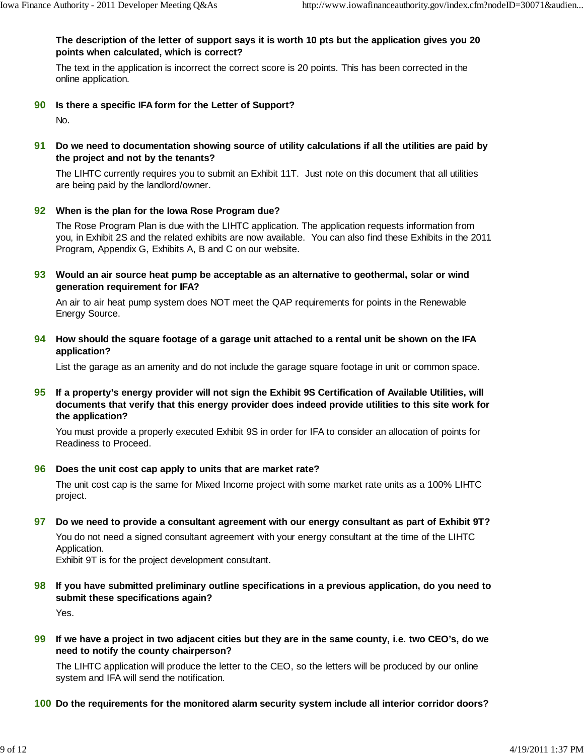**The description of the letter of support says it is worth 10 pts but the application gives you 20 points when calculated, which is correct?**

The text in the application is incorrect the correct score is 20 points. This has been corrected in the online application.

**90 Is there a specific IFA form for the Letter of Support?**

No.

**91 Do we need to documentation showing source of utility calculations if all the utilities are paid by the project and not by the tenants?**

The LIHTC currently requires you to submit an Exhibit 11T. Just note on this document that all utilities are being paid by the landlord/owner.

**92 When is the plan for the Iowa Rose Program due?**

The Rose Program Plan is due with the LIHTC application. The application requests information from you, in Exhibit 2S and the related exhibits are now available. You can also find these Exhibits in the 2011 Program, Appendix G, Exhibits A, B and C on our website.

**93 Would an air source heat pump be acceptable as an alternative to geothermal, solar or wind generation requirement for IFA?**

An air to air heat pump system does NOT meet the QAP requirements for points in the Renewable Energy Source.

**94 How should the square footage of a garage unit attached to a rental unit be shown on the IFA application?**

List the garage as an amenity and do not include the garage square footage in unit or common space.

**95 If a property's energy provider will not sign the Exhibit 9S Certification of Available Utilities, will documents that verify that this energy provider does indeed provide utilities to this site work for the application?**

You must provide a properly executed Exhibit 9S in order for IFA to consider an allocation of points for Readiness to Proceed.

**96 Does the unit cost cap apply to units that are market rate?**

The unit cost cap is the same for Mixed Income project with some market rate units as a 100% LIHTC project.

**97 Do we need to provide a consultant agreement with our energy consultant as part of Exhibit 9T?**

You do not need a signed consultant agreement with your energy consultant at the time of the LIHTC Application.
Exhibit 9T is for the project development consultant.

**98 If you have submitted preliminary outline specifications in a previous application, do you need to submit these specifications again?**

Yes.

**99 If we have a project in two adjacent cities but they are in the same county, i.e. two CEO's, do we need to notify the county chairperson?**

The LIHTC application will produce the letter to the CEO, so the letters will be produced by our online system and IFA will send the notification.

**100 Do the requirements for the monitored alarm security system include all interior corridor doors?**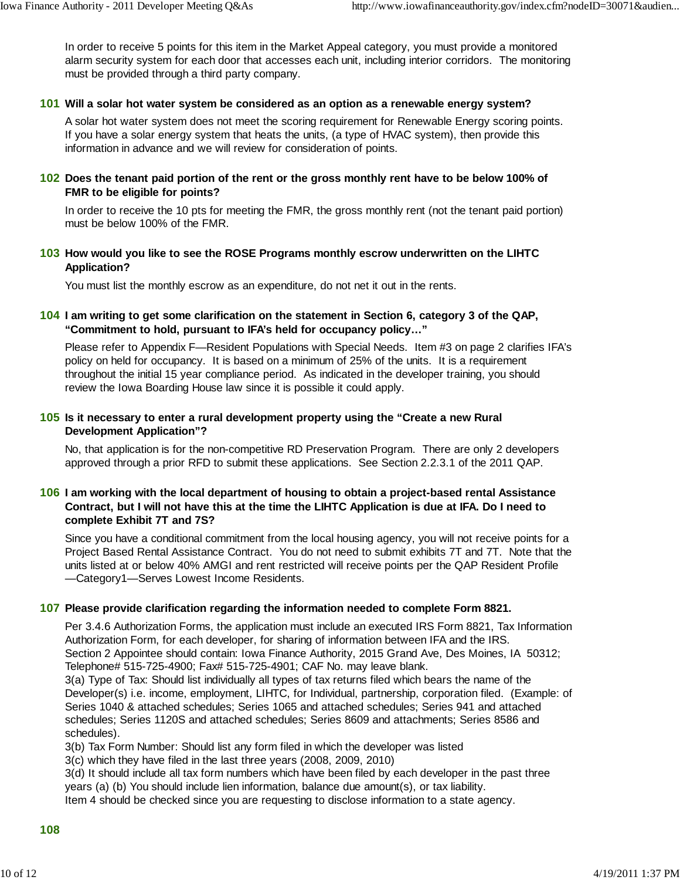In order to receive 5 points for this item in the Market Appeal category, you must provide a monitored alarm security system for each door that accesses each unit, including interior corridors. The monitoring must be provided through a third party company.

**101 Will a solar hot water system be considered as an option as a renewable energy system?**

A solar hot water system does not meet the scoring requirement for Renewable Energy scoring points. If you have a solar energy system that heats the units, (a type of HVAC system), then provide this information in advance and we will review for consideration of points.

**102 Does the tenant paid portion of the rent or the gross monthly rent have to be below 100% of FMR to be eligible for points?**

In order to receive the 10 pts for meeting the FMR, the gross monthly rent (not the tenant paid portion) must be below 100% of the FMR.

**103 How would you like to see the ROSE Programs monthly escrow underwritten on the LIHTC Application?**

You must list the monthly escrow as an expenditure, do not net it out in the rents.

**104 I am writing to get some clarification on the statement in Section 6, category 3 of the QAP, "Commitment to hold, pursuant to IFA's held for occupancy policy…"**

Please refer to Appendix F—Resident Populations with Special Needs. Item #3 on page 2 clarifies IFA's policy on held for occupancy. It is based on a minimum of 25% of the units. It is a requirement throughout the initial 15 year compliance period. As indicated in the developer training, you should review the Iowa Boarding House law since it is possible it could apply.

**105 Is it necessary to enter a rural development property using the "Create a new Rural Development Application"?**

No, that application is for the non-competitive RD Preservation Program. There are only 2 developers approved through a prior RFD to submit these applications. See Section 2.2.3.1 of the 2011 QAP.

**106 I am working with the local department of housing to obtain a project-based rental Assistance Contract, but I will not have this at the time the LIHTC Application is due at IFA. Do I need to complete Exhibit 7T and 7S?**

Since you have a conditional commitment from the local housing agency, you will not receive points for a Project Based Rental Assistance Contract. You do not need to submit exhibits 7T and 7T. Note that the units listed at or below 40% AMGI and rent restricted will receive points per the QAP Resident Profile —Category1—Serves Lowest Income Residents.

**107 Please provide clarification regarding the information needed to complete Form 8821.**

Per 3.4.6 Authorization Forms, the application must include an executed IRS Form 8821, Tax Information Authorization Form, for each developer, for sharing of information between IFA and the IRS.
Section 2 Appointee should contain: Iowa Finance Authority, 2015 Grand Ave, Des Moines, IA 50312; Telephone# 515-725-4900; Fax# 515-725-4901; CAF No. may leave blank.
3(a) Type of Tax: Should list individually all types of tax returns filed which bears the name of the Developer(s) i.e. income, employment, LIHTC, for Individual, partnership, corporation filed. (Example: of Series 1040 & attached schedules; Series 1065 and attached schedules; Series 941 and attached schedules; Series 1120S and attached schedules; Series 8609 and attachments; Series 8586 and schedules).
3(b) Tax Form Number: Should list any form filed in which the developer was listed
3(c) which they have filed in the last three years (2008, 2009, 2010)
3(d) It should include all tax form numbers which have been filed by each developer in the past three years (a) (b) You should include lien information, balance due amount(s), or tax liability.
Item 4 should be checked since you are requesting to disclose information to a state agency.

**108**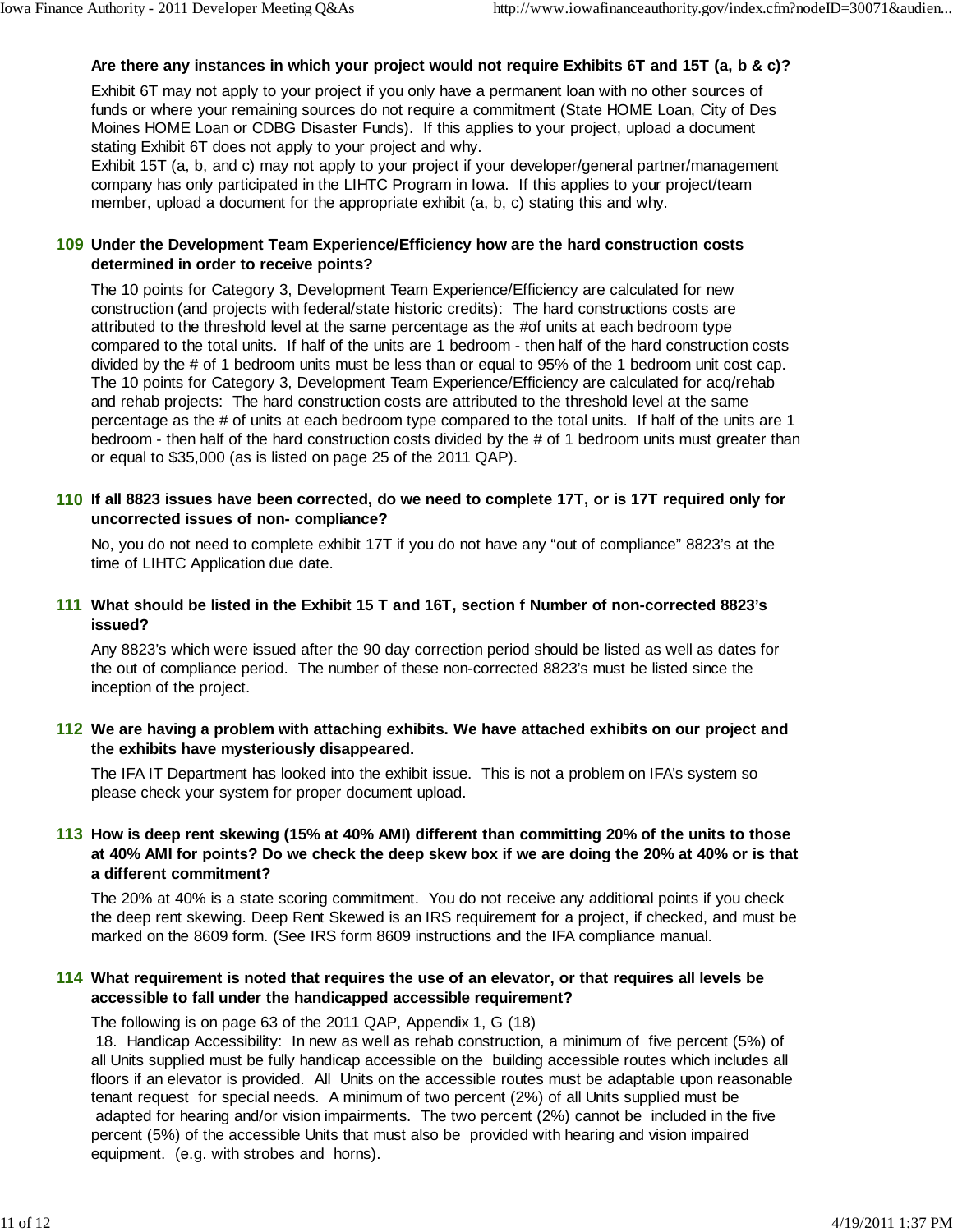**Are there any instances in which your project would not require Exhibits 6T and 15T (a, b & c)?**

Exhibit 6T may not apply to your project if you only have a permanent loan with no other sources of funds or where your remaining sources do not require a commitment (State HOME Loan, City of Des Moines HOME Loan or CDBG Disaster Funds). If this applies to your project, upload a document stating Exhibit 6T does not apply to your project and why.
Exhibit 15T (a, b, and c) may not apply to your project if your developer/general partner/management company has only participated in the LIHTC Program in Iowa. If this applies to your project/team member, upload a document for the appropriate exhibit (a, b, c) stating this and why.

**109 Under the Development Team Experience/Efficiency how are the hard construction costs determined in order to receive points?**

The 10 points for Category 3, Development Team Experience/Efficiency are calculated for new construction (and projects with federal/state historic credits): The hard constructions costs are attributed to the threshold level at the same percentage as the #of units at each bedroom type compared to the total units. If half of the units are 1 bedroom - then half of the hard construction costs divided by the # of 1 bedroom units must be less than or equal to 95% of the 1 bedroom unit cost cap.
The 10 points for Category 3, Development Team Experience/Efficiency are calculated for acq/rehab and rehab projects: The hard construction costs are attributed to the threshold level at the same percentage as the # of units at each bedroom type compared to the total units. If half of the units are 1 bedroom - then half of the hard construction costs divided by the # of 1 bedroom units must greater than or equal to $35,000 (as is listed on page 25 of the 2011 QAP).

**110 If all 8823 issues have been corrected, do we need to complete 17T, or is 17T required only for uncorrected issues of non- compliance?**

No, you do not need to complete exhibit 17T if you do not have any “out of compliance” 8823’s at the time of LIHTC Application due date.

**111 What should be listed in the Exhibit 15 T and 16T, section f Number of non-corrected 8823’s issued?**

Any 8823’s which were issued after the 90 day correction period should be listed as well as dates for the out of compliance period. The number of these non-corrected 8823’s must be listed since the inception of the project.

**112 We are having a problem with attaching exhibits. We have attached exhibits on our project and the exhibits have mysteriously disappeared.**

The IFA IT Department has looked into the exhibit issue. This is not a problem on IFA’s system so please check your system for proper document upload.

**113 How is deep rent skewing (15% at 40% AMI) different than committing 20% of the units to those at 40% AMI for points? Do we check the deep skew box if we are doing the 20% at 40% or is that a different commitment?**

The 20% at 40% is a state scoring commitment. You do not receive any additional points if you check the deep rent skewing. Deep Rent Skewed is an IRS requirement for a project, if checked, and must be marked on the 8609 form. (See IRS form 8609 instructions and the IFA compliance manual.

**114 What requirement is noted that requires the use of an elevator, or that requires all levels be accessible to fall under the handicapped accessible requirement?**

The following is on page 63 of the 2011 QAP, Appendix 1, G (18)
18. Handicap Accessibility: In new as well as rehab construction, a minimum of five percent (5%) of all Units supplied must be fully handicap accessible on the building accessible routes which includes all floors if an elevator is provided. All Units on the accessible routes must be adaptable upon reasonable tenant request for special needs. A minimum of two percent (2%) of all Units supplied must be adapted for hearing and/or vision impairments. The two percent (2%) cannot be included in the five percent (5%) of the accessible Units that must also be provided with hearing and vision impaired equipment. (e.g. with strobes and horns).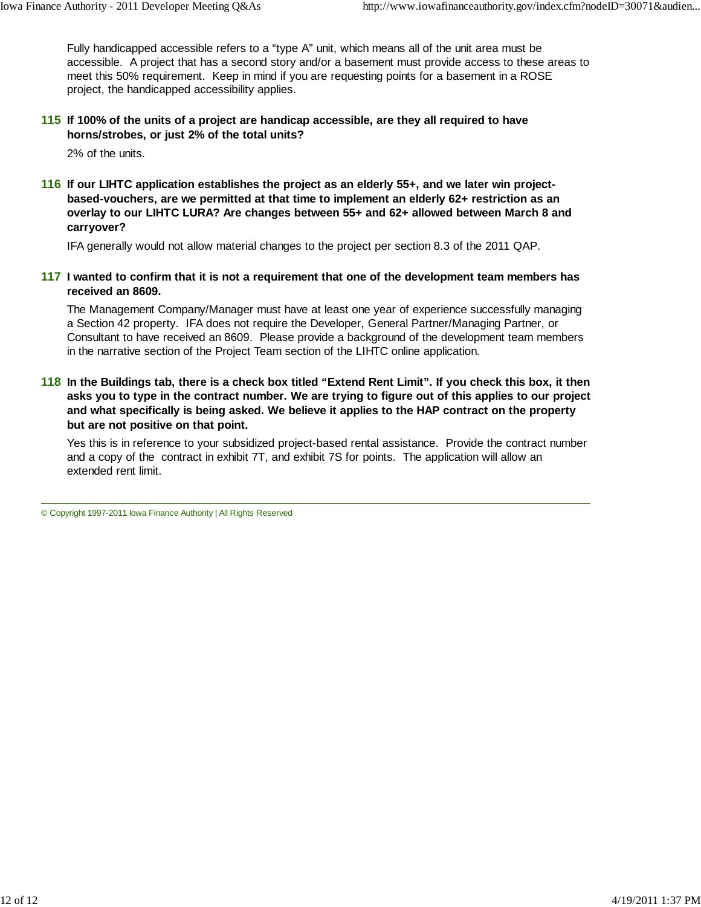Fully handicapped accessible refers to a "type A" unit, which means all of the unit area must be accessible. A project that has a second story and/or a basement must provide access to these areas to meet this 50% requirement. Keep in mind if you are requesting points for a basement in a ROSE project, the handicapped accessibility applies.

**115 If 100% of the units of a project are handicap accessible, are they all required to have horns/strobes, or just 2% of the total units?**

2% of the units.

**116 If our LIHTC application establishes the project as an elderly 55+, and we later win project-based-vouchers, are we permitted at that time to implement an elderly 62+ restriction as an overlay to our LIHTC LURA? Are changes between 55+ and 62+ allowed between March 8 and carryover?**

IFA generally would not allow material changes to the project per section 8.3 of the 2011 QAP.

**117 I wanted to confirm that it is not a requirement that one of the development team members has received an 8609.**

The Management Company/Manager must have at least one year of experience successfully managing a Section 42 property. IFA does not require the Developer, General Partner/Managing Partner, or Consultant to have received an 8609. Please provide a background of the development team members in the narrative section of the Project Team section of the LIHTC online application.

**118 In the Buildings tab, there is a check box titled "Extend Rent Limit". If you check this box, it then asks you to type in the contract number. We are trying to figure out of this applies to our project and what specifically is being asked. We believe it applies to the HAP contract on the property but are not positive on that point.**

Yes this is in reference to your subsidized project-based rental assistance. Provide the contract number and a copy of the contract in exhibit 7T, and exhibit 7S for points. The application will allow an extended rent limit.

© Copyright 1997-2011 Iowa Finance Authority | All Rights Reserved